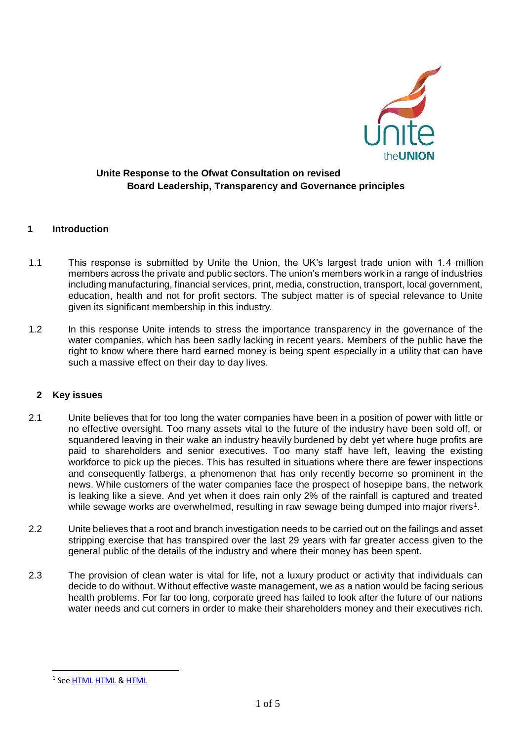**Unite Response to the Ofwat Consultation on revised Board Leadership, Transparency and Governance principles**

## 1 Introduction

1.1 This response is submitted by Unite the Union, the UK's largest trade union with 1.4 million members across the private and public sectors. The union's members work in a range of industries including manufacturing, financial services, print, media, construction, transport, local government, education, health and not for profit sectors. The subject matter is of special relevance to Unite given its significant membership in this industry.

1.2 In this response Unite intends to stress the importance transparency in the governance of the water companies, which has been sadly lacking in recent years. Members of the public have the right to know where there hard earned money is being spent especially in a utility that can have such a massive effect on their day to day lives.

## 2 Key issues

2.1 Unite believes that for too long the water companies have been in a position of power with little or no effective oversight. Too many assets vital to the future of the industry have been sold off, or squandered leaving in their wake an industry heavily burdened by debt yet where huge profits are paid to shareholders and senior executives. Too many staff have left, leaving the existing workforce to pick up the pieces. This has resulted in situations where there are fewer inspections and consequently fatbergs, a phenomenon that has only recently become so prominent in the news. While customers of the water companies face the prospect of hosepipe bans, the network is leaking like a sieve. And yet when it does rain only 2% of the rainfall is captured and treated while sewage works are overwhelmed, resulting in raw sewage being dumped into major rivers[1].

2.2 Unite believes that a root and branch investigation needs to be carried out on the failings and asset stripping exercise that has transpired over the last 29 years with far greater access given to the general public of the details of the industry and where their money has been spent.

2.3 The provision of clean water is vital for life, not a luxury product or activity that individuals can decide to do without. Without effective waste management, we as a nation would be facing serious health problems. For far too long, corporate greed has failed to look after the future of our nations water needs and cut corners in order to make their shareholders money and their executives rich.

---

[1] See HTML HTML & HTML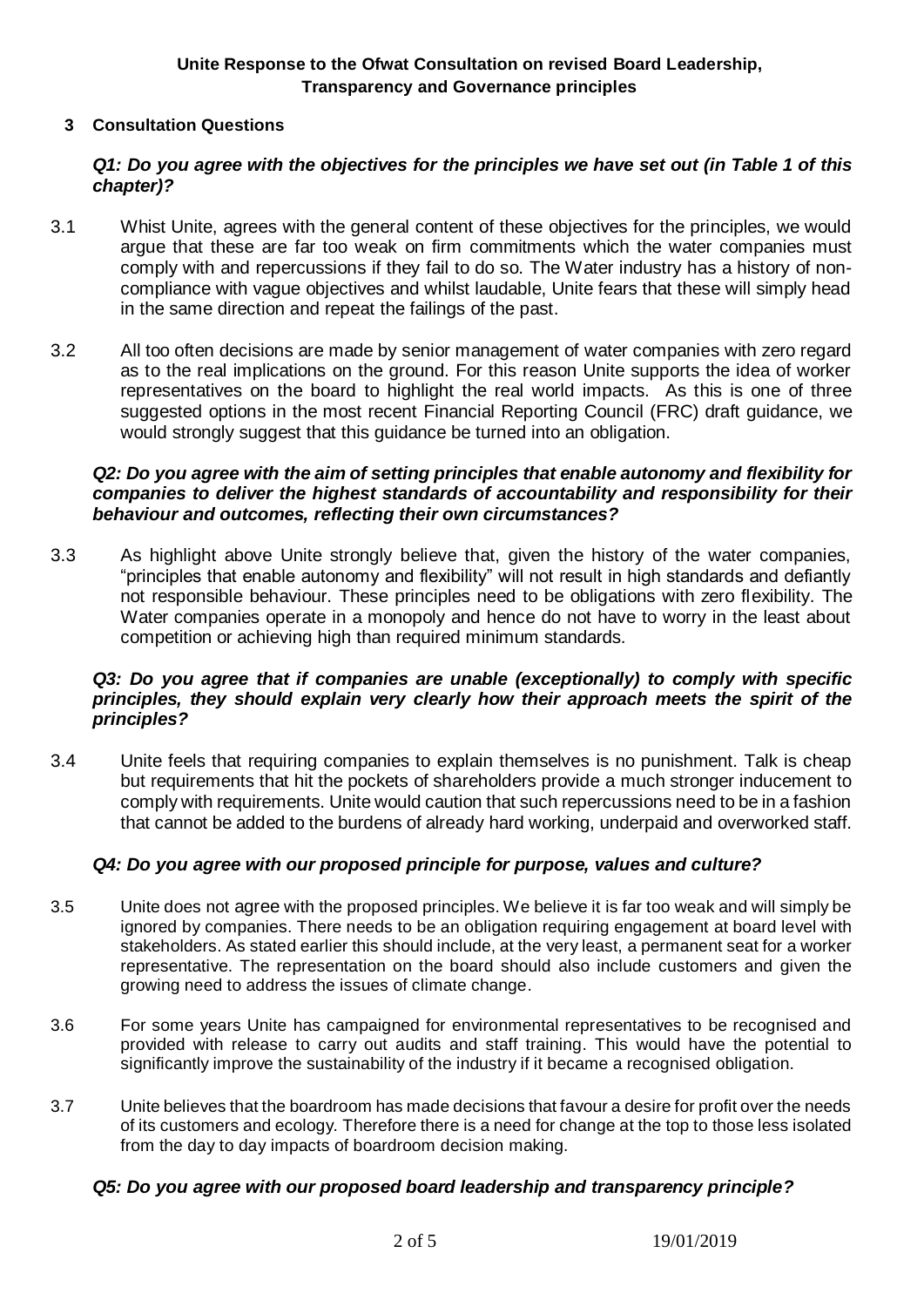**Unite Response to the Ofwat Consultation on revised Board Leadership, Transparency and Governance principles**

## 3 Consultation Questions

***Q1: Do you agree with the objectives for the principles we have set out (in Table 1 of this chapter)?***

3.1 Whist Unite, agrees with the general content of these objectives for the principles, we would argue that these are far too weak on firm commitments which the water companies must comply with and repercussions if they fail to do so. The Water industry has a history of non-compliance with vague objectives and whilst laudable, Unite fears that these will simply head in the same direction and repeat the failings of the past.

3.2 All too often decisions are made by senior management of water companies with zero regard as to the real implications on the ground. For this reason Unite supports the idea of worker representatives on the board to highlight the real world impacts. As this is one of three suggested options in the most recent Financial Reporting Council (FRC) draft guidance, we would strongly suggest that this guidance be turned into an obligation.

***Q2: Do you agree with the aim of setting principles that enable autonomy and flexibility for companies to deliver the highest standards of accountability and responsibility for their behaviour and outcomes, reflecting their own circumstances?***

3.3 As highlight above Unite strongly believe that, given the history of the water companies, "principles that enable autonomy and flexibility" will not result in high standards and defiantly not responsible behaviour. These principles need to be obligations with zero flexibility. The Water companies operate in a monopoly and hence do not have to worry in the least about competition or achieving high than required minimum standards.

***Q3: Do you agree that if companies are unable (exceptionally) to comply with specific principles, they should explain very clearly how their approach meets the spirit of the principles?***

3.4 Unite feels that requiring companies to explain themselves is no punishment. Talk is cheap but requirements that hit the pockets of shareholders provide a much stronger inducement to comply with requirements. Unite would caution that such repercussions need to be in a fashion that cannot be added to the burdens of already hard working, underpaid and overworked staff.

***Q4: Do you agree with our proposed principle for purpose, values and culture?***

3.5 Unite does not agree with the proposed principles. We believe it is far too weak and will simply be ignored by companies. There needs to be an obligation requiring engagement at board level with stakeholders. As stated earlier this should include, at the very least, a permanent seat for a worker representative. The representation on the board should also include customers and given the growing need to address the issues of climate change.

3.6 For some years Unite has campaigned for environmental representatives to be recognised and provided with release to carry out audits and staff training. This would have the potential to significantly improve the sustainability of the industry if it became a recognised obligation.

3.7 Unite believes that the boardroom has made decisions that favour a desire for profit over the needs of its customers and ecology. Therefore there is a need for change at the top to those less isolated from the day to day impacts of boardroom decision making.

***Q5: Do you agree with our proposed board leadership and transparency principle?***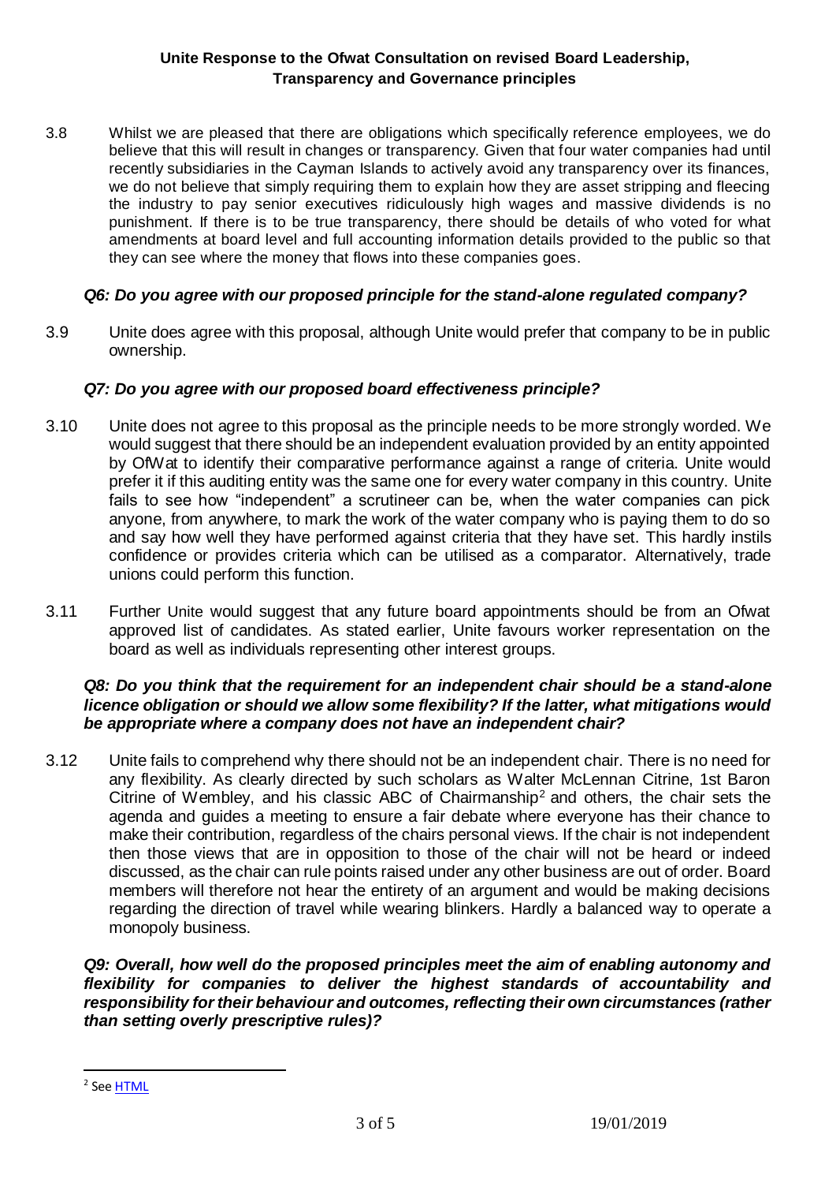3.8 Whilst we are pleased that there are obligations which specifically reference employees, we do believe that this will result in changes or transparency. Given that four water companies had until recently subsidiaries in the Cayman Islands to actively avoid any transparency over its finances, we do not believe that simply requiring them to explain how they are asset stripping and fleecing the industry to pay senior executives ridiculously high wages and massive dividends is no punishment. If there is to be true transparency, there should be details of who voted for what amendments at board level and full accounting information details provided to the public so that they can see where the money that flows into these companies goes.

### *Q6: Do you agree with our proposed principle for the stand-alone regulated company?*

3.9 Unite does agree with this proposal, although Unite would prefer that company to be in public ownership.

### *Q7: Do you agree with our proposed board effectiveness principle?*

3.10 Unite does not agree to this proposal as the principle needs to be more strongly worded. We would suggest that there should be an independent evaluation provided by an entity appointed by OfWat to identify their comparative performance against a range of criteria. Unite would prefer it if this auditing entity was the same one for every water company in this country. Unite fails to see how "independent" a scrutineer can be, when the water companies can pick anyone, from anywhere, to mark the work of the water company who is paying them to do so and say how well they have performed against criteria that they have set. This hardly instils confidence or provides criteria which can be utilised as a comparator. Alternatively, trade unions could perform this function.

3.11 Further Unite would suggest that any future board appointments should be from an Ofwat approved list of candidates. As stated earlier, Unite favours worker representation on the board as well as individuals representing other interest groups.

### *Q8: Do you think that the requirement for an independent chair should be a stand-alone licence obligation or should we allow some flexibility? If the latter, what mitigations would be appropriate where a company does not have an independent chair?*

3.12 Unite fails to comprehend why there should not be an independent chair. There is no need for any flexibility. As clearly directed by such scholars as Walter McLennan Citrine, 1st Baron Citrine of Wembley, and his classic ABC of Chairmanship[2] and others, the chair sets the agenda and guides a meeting to ensure a fair debate where everyone has their chance to make their contribution, regardless of the chairs personal views. If the chair is not independent then those views that are in opposition to those of the chair will not be heard or indeed discussed, as the chair can rule points raised under any other business are out of order. Board members will therefore not hear the entirety of an argument and would be making decisions regarding the direction of travel while wearing blinkers. Hardly a balanced way to operate a monopoly business.

### *Q9: Overall, how well do the proposed principles meet the aim of enabling autonomy and flexibility for companies to deliver the highest standards of accountability and responsibility for their behaviour and outcomes, reflecting their own circumstances (rather than setting overly prescriptive rules)?*

---

[2] See HTML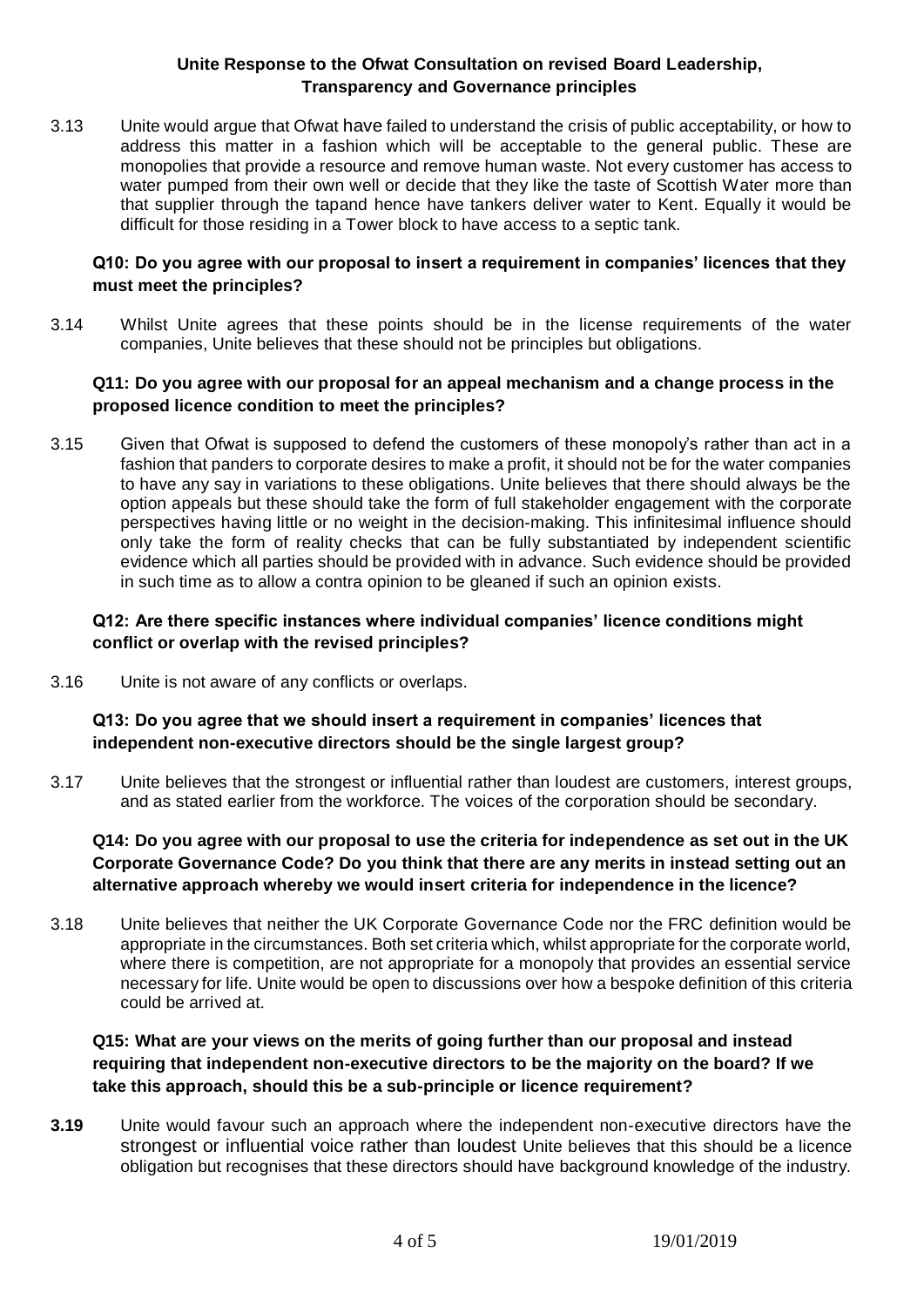**Unite Response to the Ofwat Consultation on revised Board Leadership, Transparency and Governance principles**

3.13 Unite would argue that Ofwat have failed to understand the crisis of public acceptability, or how to address this matter in a fashion which will be acceptable to the general public. These are monopolies that provide a resource and remove human waste. Not every customer has access to water pumped from their own well or decide that they like the taste of Scottish Water more than that supplier through the tapand hence have tankers deliver water to Kent. Equally it would be difficult for those residing in a Tower block to have access to a septic tank.

**Q10: Do you agree with our proposal to insert a requirement in companies' licences that they must meet the principles?**

3.14 Whilst Unite agrees that these points should be in the license requirements of the water companies, Unite believes that these should not be principles but obligations.

**Q11: Do you agree with our proposal for an appeal mechanism and a change process in the proposed licence condition to meet the principles?**

3.15 Given that Ofwat is supposed to defend the customers of these monopoly's rather than act in a fashion that panders to corporate desires to make a profit, it should not be for the water companies to have any say in variations to these obligations. Unite believes that there should always be the option appeals but these should take the form of full stakeholder engagement with the corporate perspectives having little or no weight in the decision-making. This infinitesimal influence should only take the form of reality checks that can be fully substantiated by independent scientific evidence which all parties should be provided with in advance. Such evidence should be provided in such time as to allow a contra opinion to be gleaned if such an opinion exists.

**Q12: Are there specific instances where individual companies' licence conditions might conflict or overlap with the revised principles?**

3.16 Unite is not aware of any conflicts or overlaps.

**Q13: Do you agree that we should insert a requirement in companies' licences that independent non-executive directors should be the single largest group?**

3.17 Unite believes that the strongest or influential rather than loudest are customers, interest groups, and as stated earlier from the workforce. The voices of the corporation should be secondary.

**Q14: Do you agree with our proposal to use the criteria for independence as set out in the UK Corporate Governance Code? Do you think that there are any merits in instead setting out an alternative approach whereby we would insert criteria for independence in the licence?**

3.18 Unite believes that neither the UK Corporate Governance Code nor the FRC definition would be appropriate in the circumstances. Both set criteria which, whilst appropriate for the corporate world, where there is competition, are not appropriate for a monopoly that provides an essential service necessary for life. Unite would be open to discussions over how a bespoke definition of this criteria could be arrived at.

**Q15: What are your views on the merits of going further than our proposal and instead requiring that independent non-executive directors to be the majority on the board? If we take this approach, should this be a sub-principle or licence requirement?**

**3.19** Unite would favour such an approach where the independent non-executive directors have the strongest or influential voice rather than loudest Unite believes that this should be a licence obligation but recognises that these directors should have background knowledge of the industry.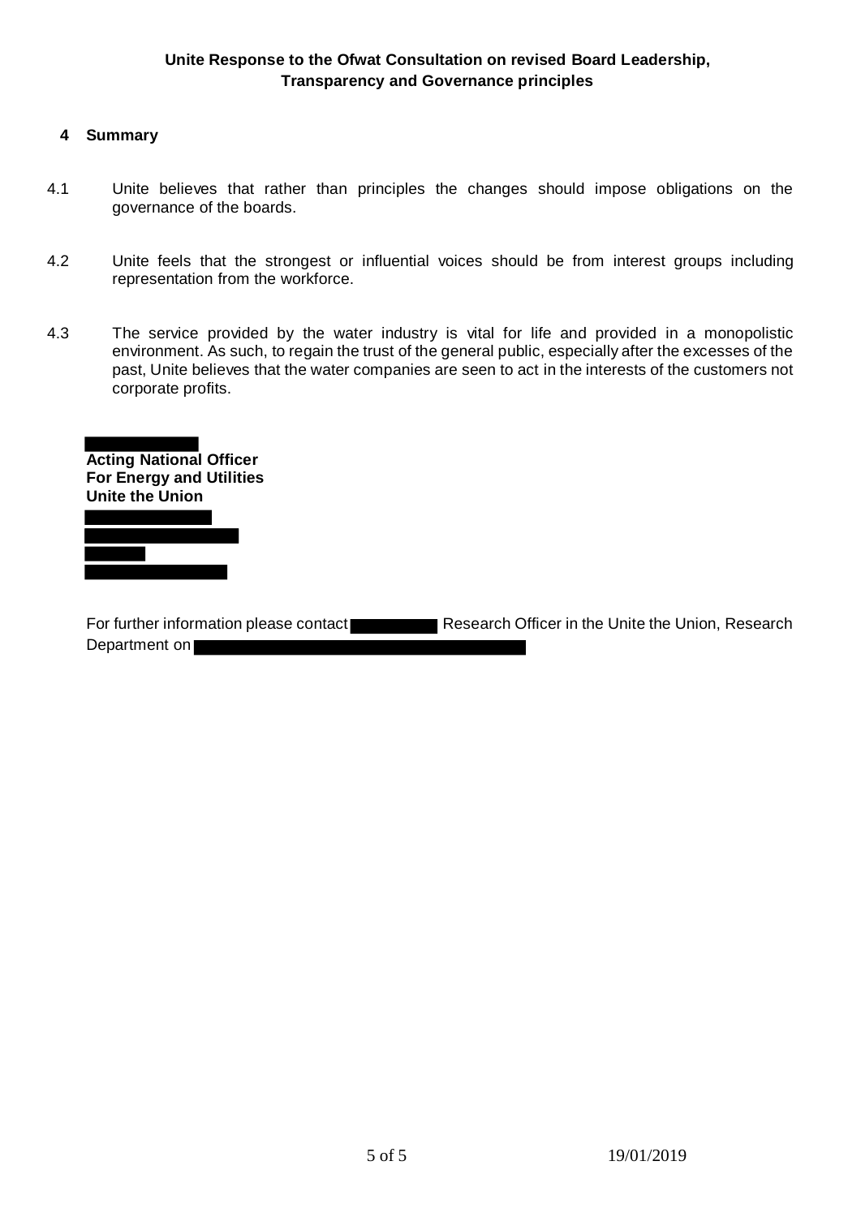**Unite Response to the Ofwat Consultation on revised Board Leadership, Transparency and Governance principles**

## 4 Summary

4.1 Unite believes that rather than principles the changes should impose obligations on the governance of the boards.

4.2 Unite feels that the strongest or influential voices should be from interest groups including representation from the workforce.

4.3 The service provided by the water industry is vital for life and provided in a monopolistic environment. As such, to regain the trust of the general public, especially after the excesses of the past, Unite believes that the water companies are seen to act in the interests of the customers not corporate profits.

**Acting National Officer**
**For Energy and Utilities**
**Unite the Union**

For further information please contact Research Officer in the Unite the Union, Research Department on